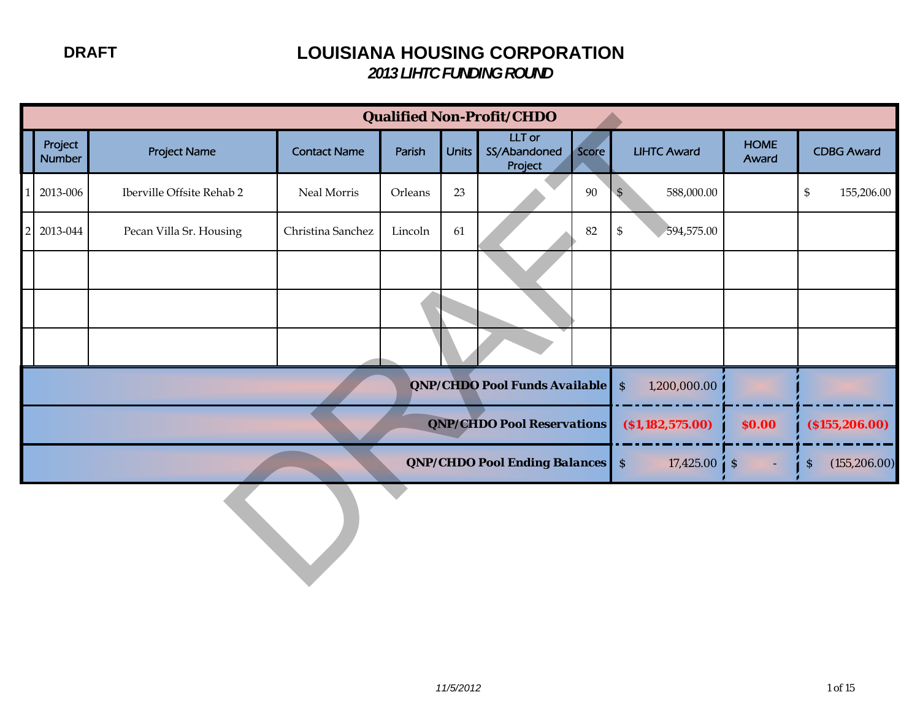DRAFT

# LOUISIANA HOUSING CORPORATION

## *2013 LIHTC FUNDING ROUND*

| Qualified Non-Profit/CHDO | | | | | | | | | | |
|---|---|---|---|---|---|---|---|---|---|---|
| | Project Number | Project Name | Contact Name | Parish | Units | LLT or SS/Abandoned Project | Score | LIHTC Award | HOME Award | CDBG Award |
| 1 | 2013-006 | Iberville Offsite Rehab 2 | Neal Morris | Orleans | 23 | | 90 | $ 588,000.00 | | $ 155,206.00 |
| 2 | 2013-044 | Pecan Villa Sr. Housing | Christina Sanchez | Lincoln | 61 | | 82 | $ 594,575.00 | | |
| | | | | | | | | | | |
| | | | | | | | | | | |
| | | | | | | | | | | |
| | | | | | | | **QNP/CHDO Pool Funds Available** | $ 1,200,000.00 | | |
| | | | | | | | **QNP/CHDO Pool Reservations** | **($1,182,575.00)** | **$0.00** | **($155,206.00)** |
| | | | | | | | **QNP/CHDO Pool Ending Balances** | $ 17,425.00 | $ - | $ (155,206.00) |

*11/5/2012*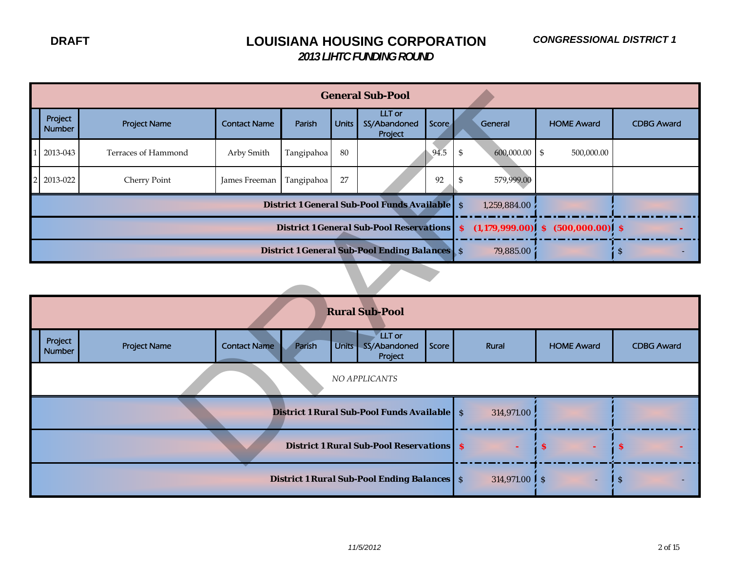DRAFT

# LOUISIANA HOUSING CORPORATION

## *2013 LIHTC FUNDING ROUND*

***CONGRESSIONAL DISTRICT 1***

### General Sub-Pool

| | Project Number | Project Name | Contact Name | Parish | Units | LLT or SS/Abandoned Project | Score | General | HOME Award | CDBG Award |
|---|---|---|---|---|---|---|---|---|---|---|
| 1 | 2013-043 | Terraces of Hammond | Arby Smith | Tangipahoa | 80 | | 94.5 | $ 600,000.00 | $ 500,000.00 | |
| 2 | 2013-022 | Cherry Point | James Freeman | Tangipahoa | 27 | | 92 | $ 579,999.00 | | |
| | | | | | | | **District 1 General Sub-Pool Funds Available** | $ 1,259,884.00 | | |
| | | | | | | | **District 1 General Sub-Pool Reservations** | **$ (1,179,999.00)** | **$ (500,000.00)** | **$ -** |
| | | | | | | | **District 1 General Sub-Pool Ending Balances** | $ 79,885.00 | | $ - |

### Rural Sub-Pool

| | Project Number | Project Name | Contact Name | Parish | Units | LLT or SS/Abandoned Project | Score | Rural | HOME Award | CDBG Award |
|---|---|---|---|---|---|---|---|---|---|---|
| | | | | *NO APPLICANTS* | | | | | | |
| | | | | | | | **District 1 Rural Sub-Pool Funds Available** | $ 314,971.00 | | |
| | | | | | | | **District 1 Rural Sub-Pool Reservations** | **$ -** | **$ -** | **$ -** |
| | | | | | | | **District 1 Rural Sub-Pool Ending Balances** | $ 314,971.00 | $ - | $ - |

*11/5/2012*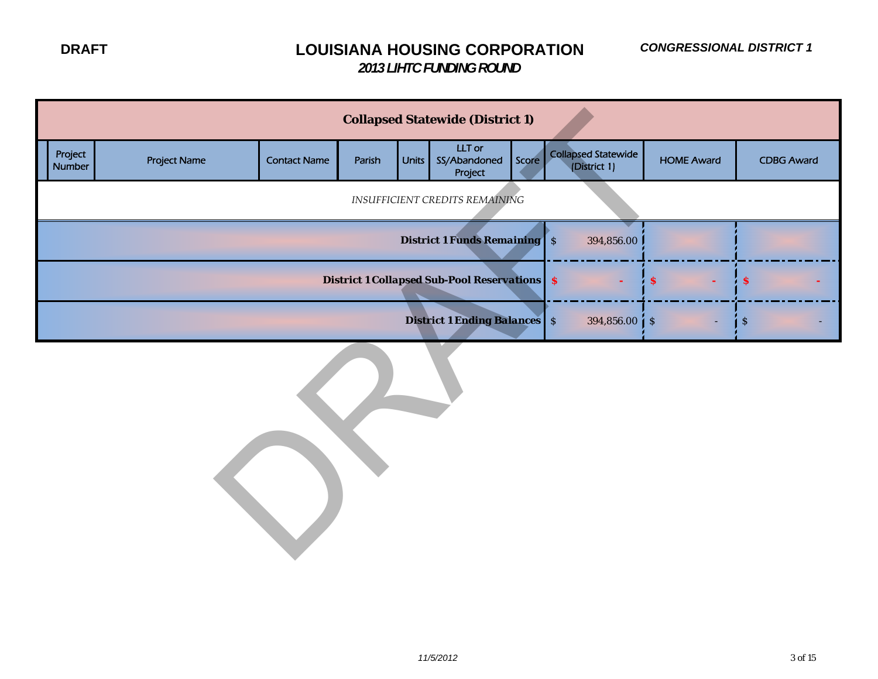DRAFT

# LOUISIANA HOUSING CORPORATION

## *2013 LIHTC FUNDING ROUND*

***CONGRESSIONAL DISTRICT 1***

| | Project Number | Project Name | Contact Name | Parish | Units | LLT or SS/Abandoned Project | Score | Collapsed Statewide (District 1) | HOME Award | CDBG Award |
|---|---|---|---|---|---|---|---|---|---|---|
| **Collapsed Statewide (District 1)** | | | | | | | | | | |
| *INSUFFICIENT CREDITS REMAINING* | | | | | | | | | | |
| | | | | | | | **District 1 Funds Remaining** | $ 394,856.00 | | |
| | | | | | | | **District 1 Collapsed Sub-Pool Reservations** | $ - | $ - | $ - |
| | | | | | | | **District 1 Ending Balances** | $ 394,856.00 | $ - | $ - |

*11/5/2012*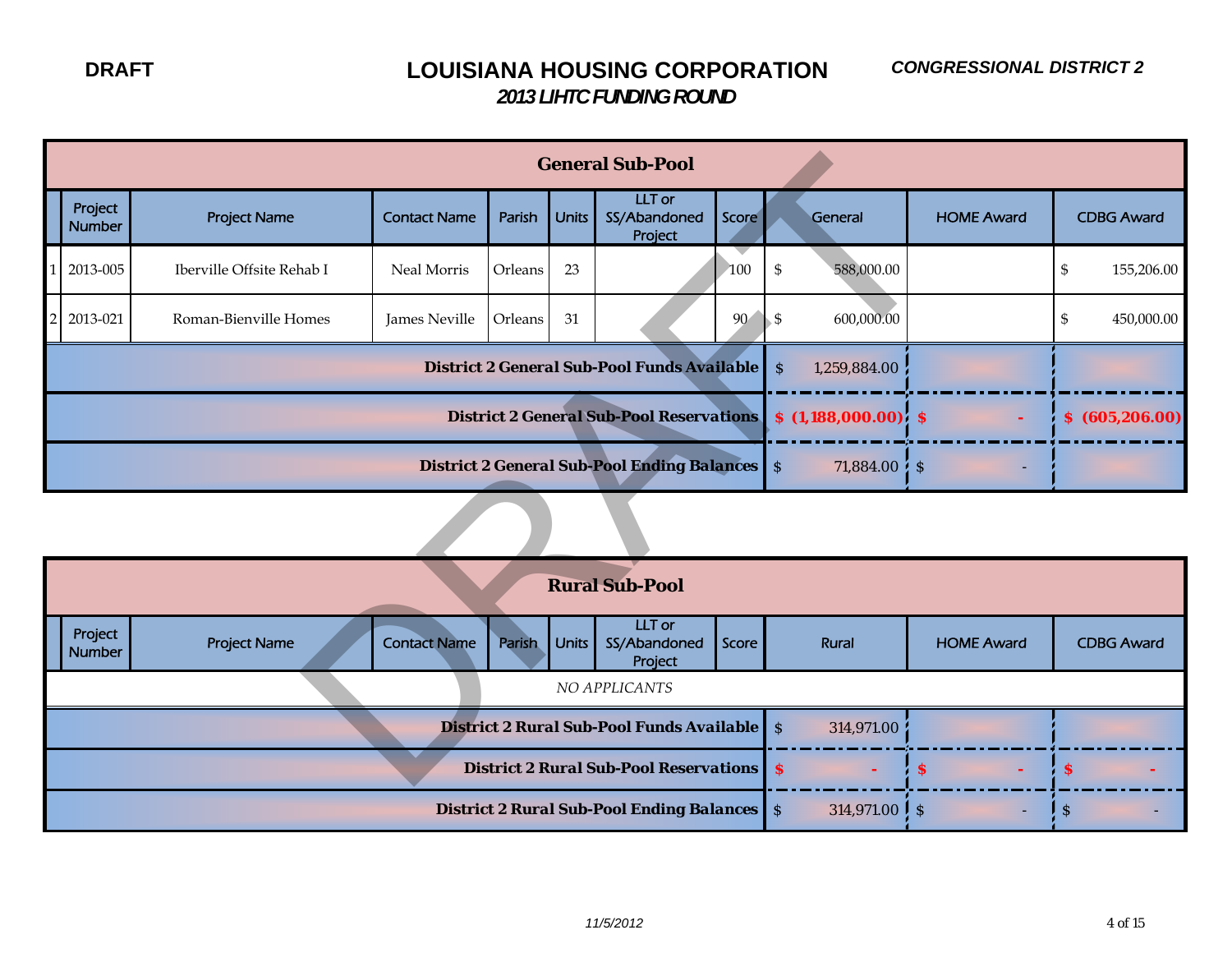**DRAFT**

# LOUISIANA HOUSING CORPORATION

## *2013 LIHTC FUNDING ROUND*

***CONGRESSIONAL DISTRICT 2***

| General Sub-Pool | | | | | | | | | | |
|---|---|---|---|---|---|---|---|---|---|---|
| | Project Number | Project Name | Contact Name | Parish | Units | LLT or SS/Abandoned Project | Score | General | HOME Award | CDBG Award |
| 1 | 2013-005 | Iberville Offsite Rehab I | Neal Morris | Orleans | 23 | | 100 | $ 588,000.00 | | $ 155,206.00 |
| 2 | 2013-021 | Roman-Bienville Homes | James Neville | Orleans | 31 | | 90 | $ 600,000.00 | | $ 450,000.00 |
| **District 2 General Sub-Pool Funds Available** | | | | | | | | $ 1,259,884.00 | | |
| **District 2 General Sub-Pool Reservations** | | | | | | | | **$ (1,188,000.00)** | **$ -** | **$ (605,206.00)** |
| **District 2 General Sub-Pool Ending Balances** | | | | | | | | $ 71,884.00 | $ - | |

| Rural Sub-Pool | | | | | | | | | | |
|---|---|---|---|---|---|---|---|---|---|---|
| | Project Number | Project Name | Contact Name | Parish | Units | LLT or SS/Abandoned Project | Score | Rural | HOME Award | CDBG Award |
| *NO APPLICANTS* | | | | | | | | | | |
| **District 2 Rural Sub-Pool Funds Available** | | | | | | | | $ 314,971.00 | | |
| **District 2 Rural Sub-Pool Reservations** | | | | | | | | **$ -** | **$ -** | **$ -** |
| **District 2 Rural Sub-Pool Ending Balances** | | | | | | | | $ 314,971.00 | $ - | $ - |

*11/5/2012*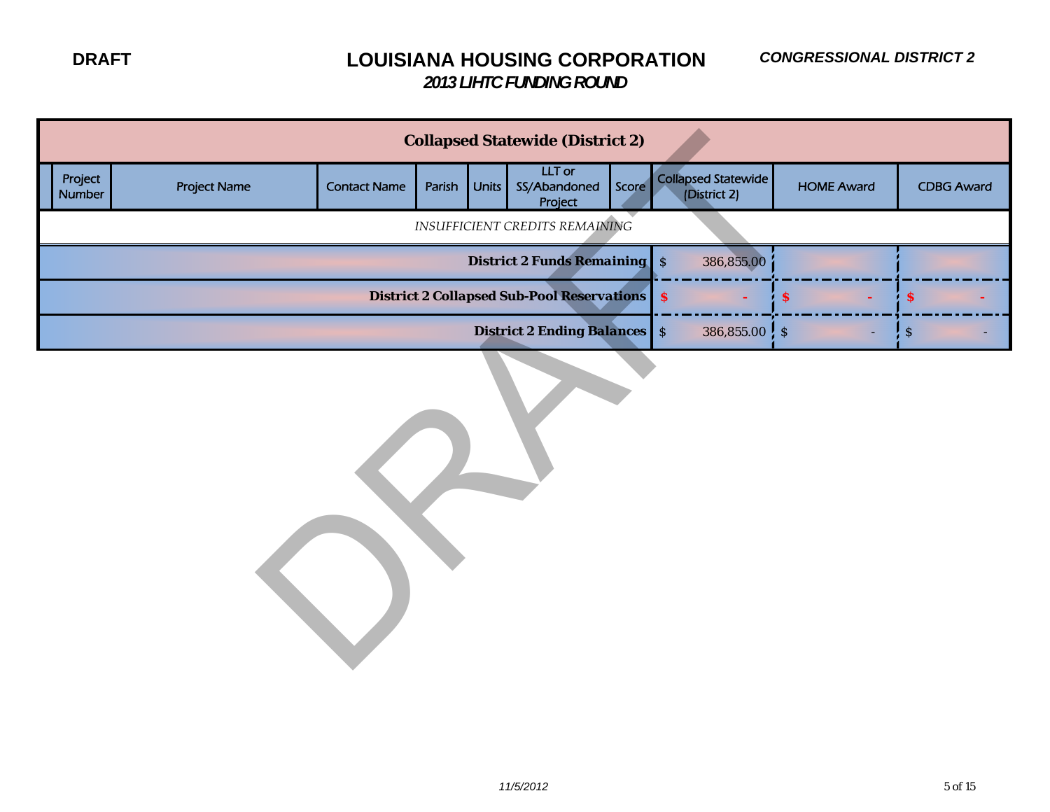DRAFT

# LOUISIANA HOUSING CORPORATION

## *2013 LIHTC FUNDING ROUND*

***CONGRESSIONAL DISTRICT 2***

| Collapsed Statewide (District 2) | | | | | | | | | | |
|---|---|---|---|---|---|---|---|---|---|---|
| | Project Number | Project Name | Contact Name | Parish | Units | LLT or SS/Abandoned Project | Score | Collapsed Statewide (District 2) | HOME Award | CDBG Award |
| *INSUFFICIENT CREDITS REMAINING* | | | | | | | | | | |
| **District 2 Funds Remaining** | | | | | | | | $ 386,855.00 | | |
| **District 2 Collapsed Sub-Pool Reservations** | | | | | | | | **$ -** | **$ -** | **$ -** |
| **District 2 Ending Balances** | | | | | | | | $ 386,855.00 | $ - | $ - |

*11/5/2012*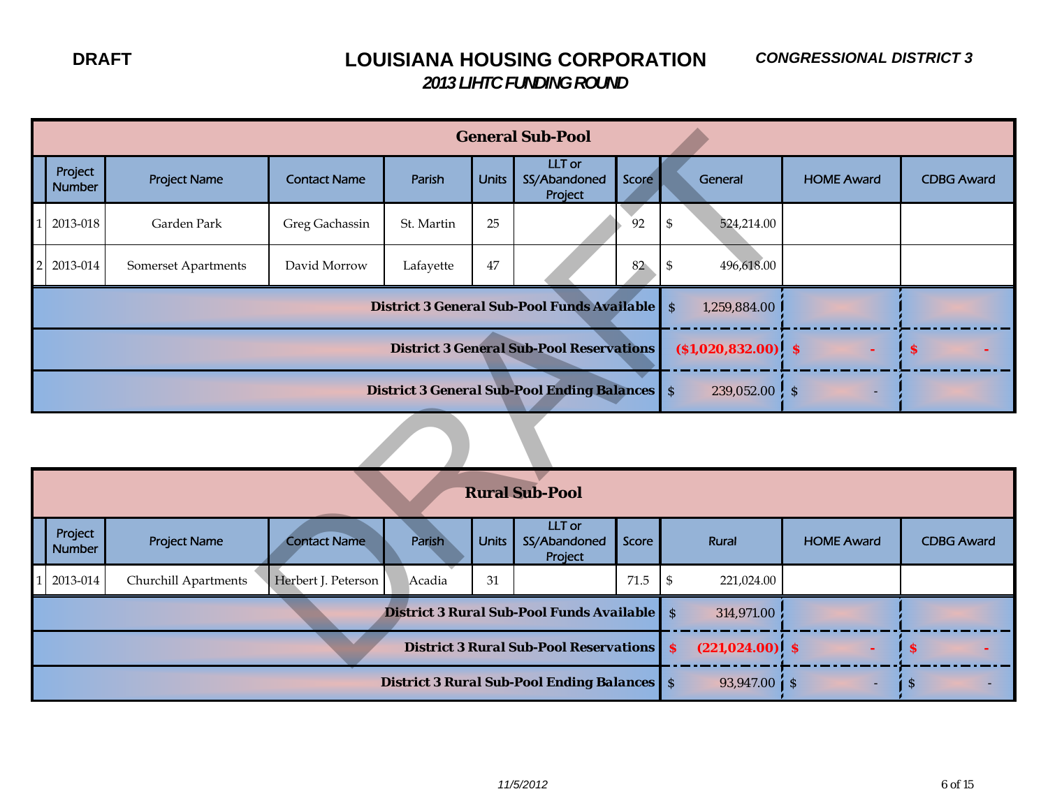DRAFT

# LOUISIANA HOUSING CORPORATION

***CONGRESSIONAL DISTRICT 3***

## *2013 LIHTC FUNDING ROUND*

### General Sub-Pool

| | Project Number | Project Name | Contact Name | Parish | Units | LLT or SS/Abandoned Project | Score | General | HOME Award | CDBG Award |
|---|---|---|---|---|---|---|---|---|---|---|
| 1 | 2013-018 | Garden Park | Greg Gachassin | St. Martin | 25 | | 92 | $ 524,214.00 | | |
| 2 | 2013-014 | Somerset Apartments | David Morrow | Lafayette | 47 | | 82 | $ 496,618.00 | | |
| | **District 3 General Sub-Pool Funds Available** | | | | | | | $ 1,259,884.00 | | |
| | **District 3 General Sub-Pool Reservations** | | | | | | | **($1,020,832.00)** | **$ -** | **$ -** |
| | **District 3 General Sub-Pool Ending Balances** | | | | | | | $ 239,052.00 | $ - | |

### Rural Sub-Pool

| | Project Number | Project Name | Contact Name | Parish | Units | LLT or SS/Abandoned Project | Score | Rural | HOME Award | CDBG Award |
|---|---|---|---|---|---|---|---|---|---|---|
| 1 | 2013-014 | Churchill Apartments | Herbert J. Peterson | Acadia | 31 | | 71.5 | $ 221,024.00 | | |
| | **District 3 Rural Sub-Pool Funds Available** | | | | | | | $ 314,971.00 | | |
| | **District 3 Rural Sub-Pool Reservations** | | | | | | | **$ (221,024.00)** | **$ -** | **$ -** |
| | **District 3 Rural Sub-Pool Ending Balances** | | | | | | | $ 93,947.00 | $ - | $ - |

*11/5/2012*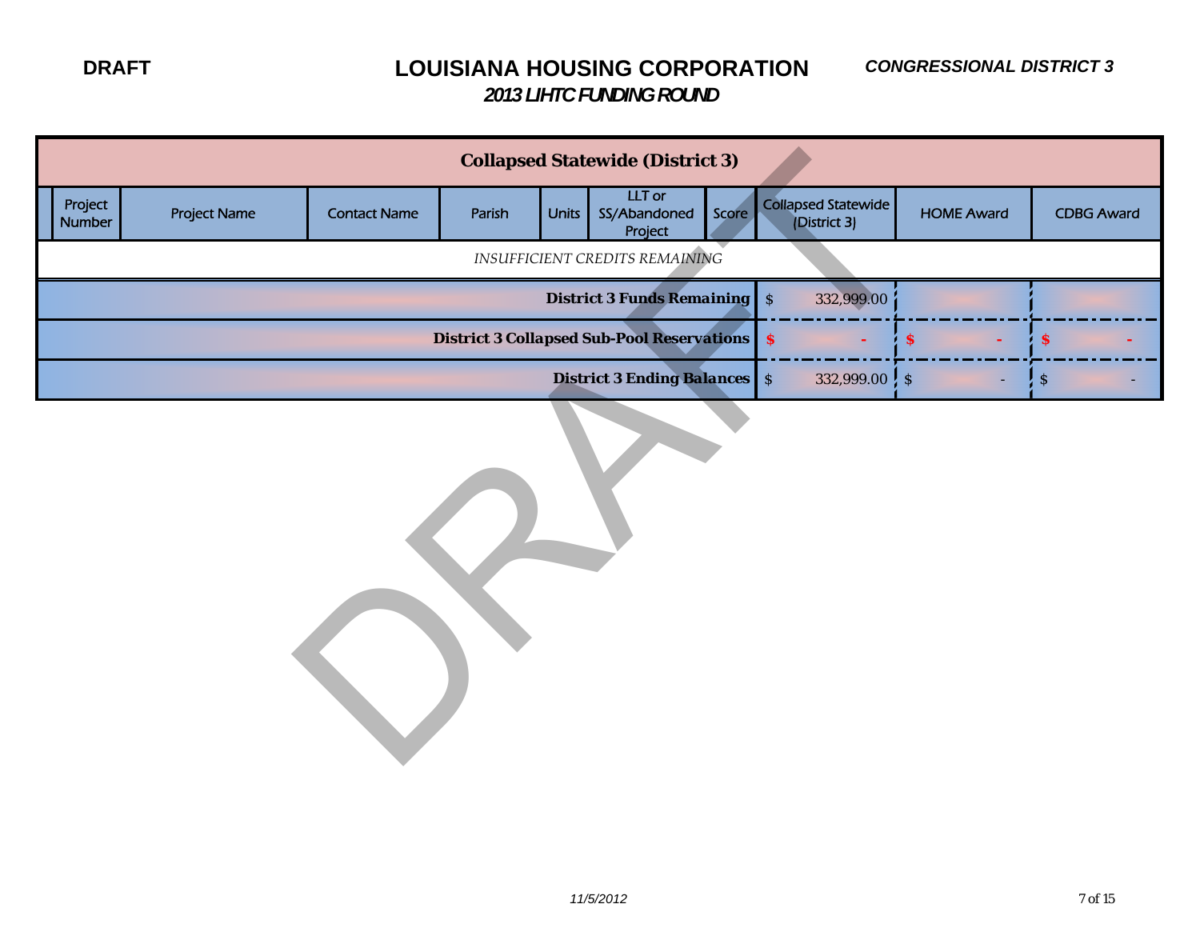DRAFT

# LOUISIANA HOUSING CORPORATION

## *2013 LIHTC FUNDING ROUND*

***CONGRESSIONAL DISTRICT 3***

| Collapsed Statewide (District 3) | | | | | | | | | |
|---|---|---|---|---|---|---|---|---|---|
| | Project Number | Project Name | Contact Name | Parish | Units | LLT or SS/Abandoned Project | Score | Collapsed Statewide (District 3) | HOME Award | CDBG Award |
| *INSUFFICIENT CREDITS REMAINING* | | | | | | | | | | |
| **District 3 Funds Remaining** | | | | | | | | $ 332,999.00 | | |
| **District 3 Collapsed Sub-Pool Reservations** | | | | | | | | $ - | $ - | $ - |
| **District 3 Ending Balances** | | | | | | | | $ 332,999.00 | $ - | $ - |

*11/5/2012*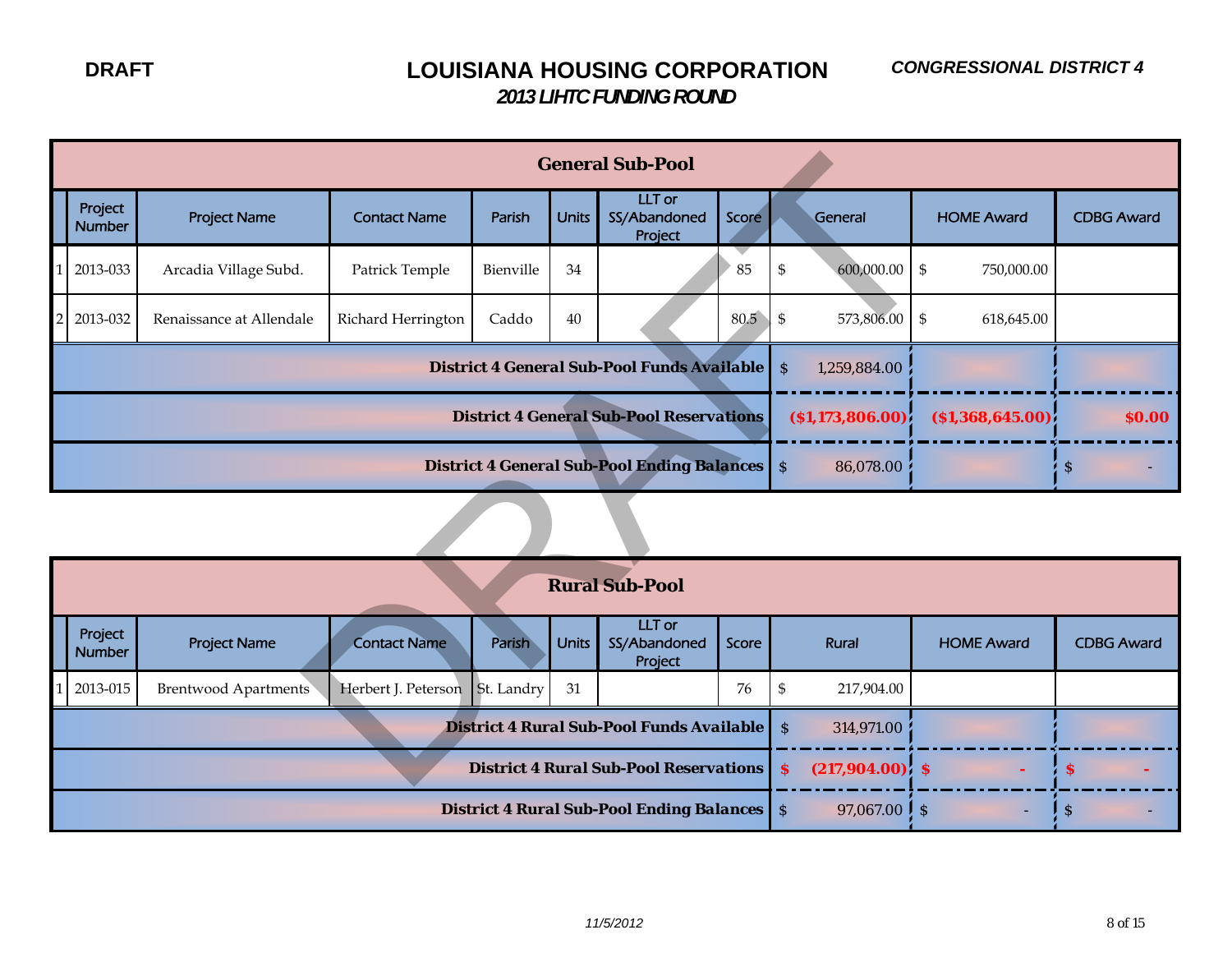DRAFT

# LOUISIANA HOUSING CORPORATION

## 2013 LIHTC FUNDING ROUND

**CONGRESSIONAL DISTRICT 4**

| | Project Number | Project Name | Contact Name | Parish | Units | LLT or SS/Abandoned Project | Score | General | HOME Award | CDBG Award |
|---|---|---|---|---|---|---|---|---|---|---|
| **General Sub-Pool** | | | | | | | | | | |
| 1 | 2013-033 | Arcadia Village Subd. | Patrick Temple | Bienville | 34 | | 85 | $ 600,000.00 | $ 750,000.00 | |
| 2 | 2013-032 | Renaissance at Allendale | Richard Herrington | Caddo | 40 | | 80.5 | $ 573,806.00 | $ 618,645.00 | |
| **District 4 General Sub-Pool Funds Available** | | | | | | | | $ 1,259,884.00 | | |
| **District 4 General Sub-Pool Reservations** | | | | | | | | **($1,173,806.00)** | **($1,368,645.00)** | **$0.00** |
| **District 4 General Sub-Pool Ending Balances** | | | | | | | | $ 86,078.00 | | $ - |

| | Project Number | Project Name | Contact Name | Parish | Units | LLT or SS/Abandoned Project | Score | Rural | HOME Award | CDBG Award |
|---|---|---|---|---|---|---|---|---|---|---|
| **Rural Sub-Pool** | | | | | | | | | | |
| 1 | 2013-015 | Brentwood Apartments | Herbert J. Peterson | St. Landry | 31 | | 76 | $ 217,904.00 | | |
| **District 4 Rural Sub-Pool Funds Available** | | | | | | | | $ 314,971.00 | | |
| **District 4 Rural Sub-Pool Reservations** | | | | | | | | **$ (217,904.00)** | **$ -** | **$ -** |
| **District 4 Rural Sub-Pool Ending Balances** | | | | | | | | $ 97,067.00 | $ - | $ - |

*11/5/2012*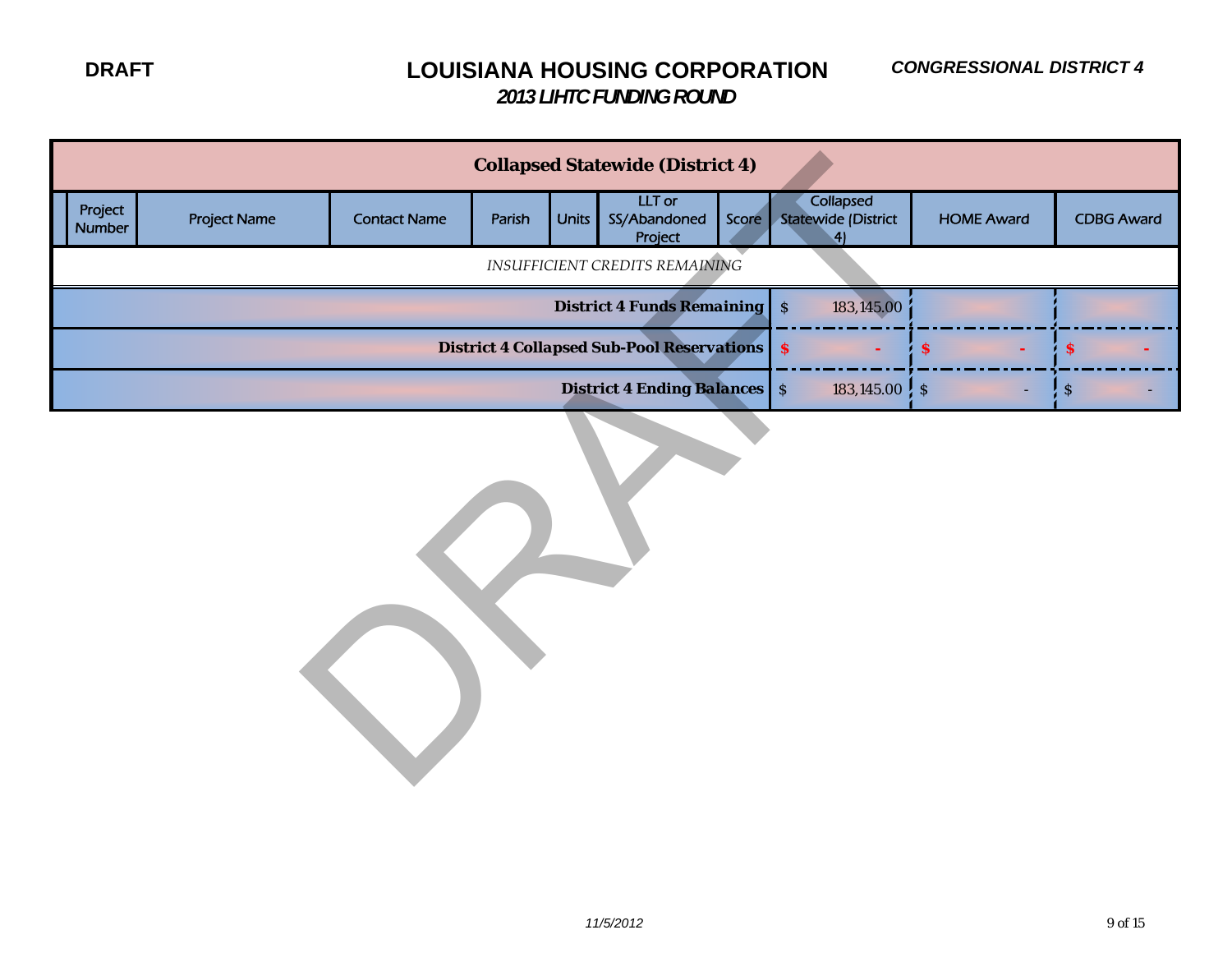DRAFT

# LOUISIANA HOUSING CORPORATION

## *2013 LIHTC FUNDING ROUND*

***CONGRESSIONAL DISTRICT 4***

| Collapsed Statewide (District 4) | | | | | | | | | |
|---|---|---|---|---|---|---|---|---|---|
| Project Number | Project Name | Contact Name | Parish | Units | LLT or SS/Abandoned Project | Score | Collapsed Statewide (District 4) | HOME Award | CDBG Award |
| *INSUFFICIENT CREDITS REMAINING* | | | | | | | | | |
| | | | | | | **District 4 Funds Remaining** | $ 183,145.00 | | |
| | | | | | | **District 4 Collapsed Sub-Pool Reservations** | $ - | $ - | $ - |
| | | | | | | **District 4 Ending Balances** | $ 183,145.00 | $ - | $ - |

*11/5/2012*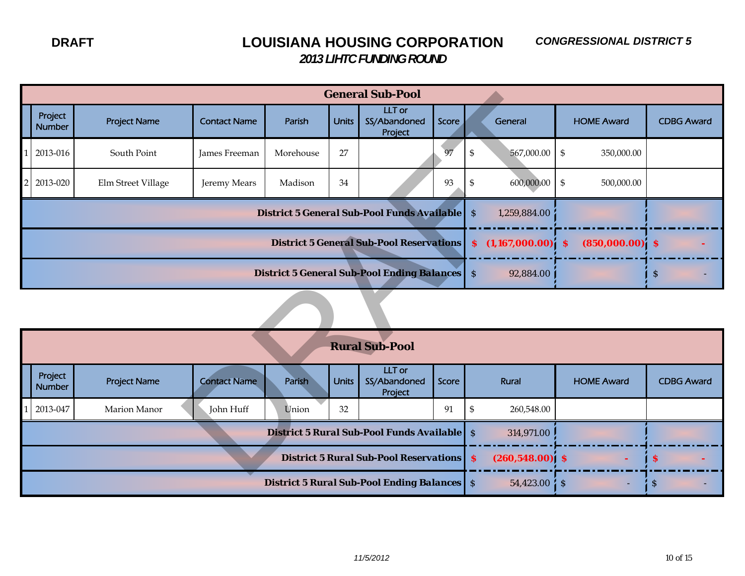**DRAFT**

# LOUISIANA HOUSING CORPORATION

***CONGRESSIONAL DISTRICT 5***

## *2013 LIHTC FUNDING ROUND*

| | Project Number | Project Name | Contact Name | Parish | Units | LLT or SS/Abandoned Project | Score | General | HOME Award | CDBG Award |
|---|---|---|---|---|---|---|---|---|---|---|
| **General Sub-Pool** | | | | | | | | | | |
| 1 | 2013-016 | South Point | James Freeman | Morehouse | 27 | | 97 | $ 567,000.00 | $ 350,000.00 | |
| 2 | 2013-020 | Elm Street Village | Jeremy Mears | Madison | 34 | | 93 | $ 600,000.00 | $ 500,000.00 | |
| **District 5 General Sub-Pool Funds Available** | | | | | | | | $ 1,259,884.00 | | |
| **District 5 General Sub-Pool Reservations** | | | | | | | | **$ (1,167,000.00)** | **$ (850,000.00)** | **$ -** |
| **District 5 General Sub-Pool Ending Balances** | | | | | | | | $ 92,884.00 | | $ - |

| | Project Number | Project Name | Contact Name | Parish | Units | LLT or SS/Abandoned Project | Score | Rural | HOME Award | CDBG Award |
|---|---|---|---|---|---|---|---|---|---|---|
| **Rural Sub-Pool** | | | | | | | | | | |
| 1 | 2013-047 | Marion Manor | John Huff | Union | 32 | | 91 | $ 260,548.00 | | |
| **District 5 Rural Sub-Pool Funds Available** | | | | | | | | $ 314,971.00 | | |
| **District 5 Rural Sub-Pool Reservations** | | | | | | | | **$ (260,548.00)** | **$ -** | **$ -** |
| **District 5 Rural Sub-Pool Ending Balances** | | | | | | | | $ 54,423.00 | $ - | $ - |

*11/5/2012*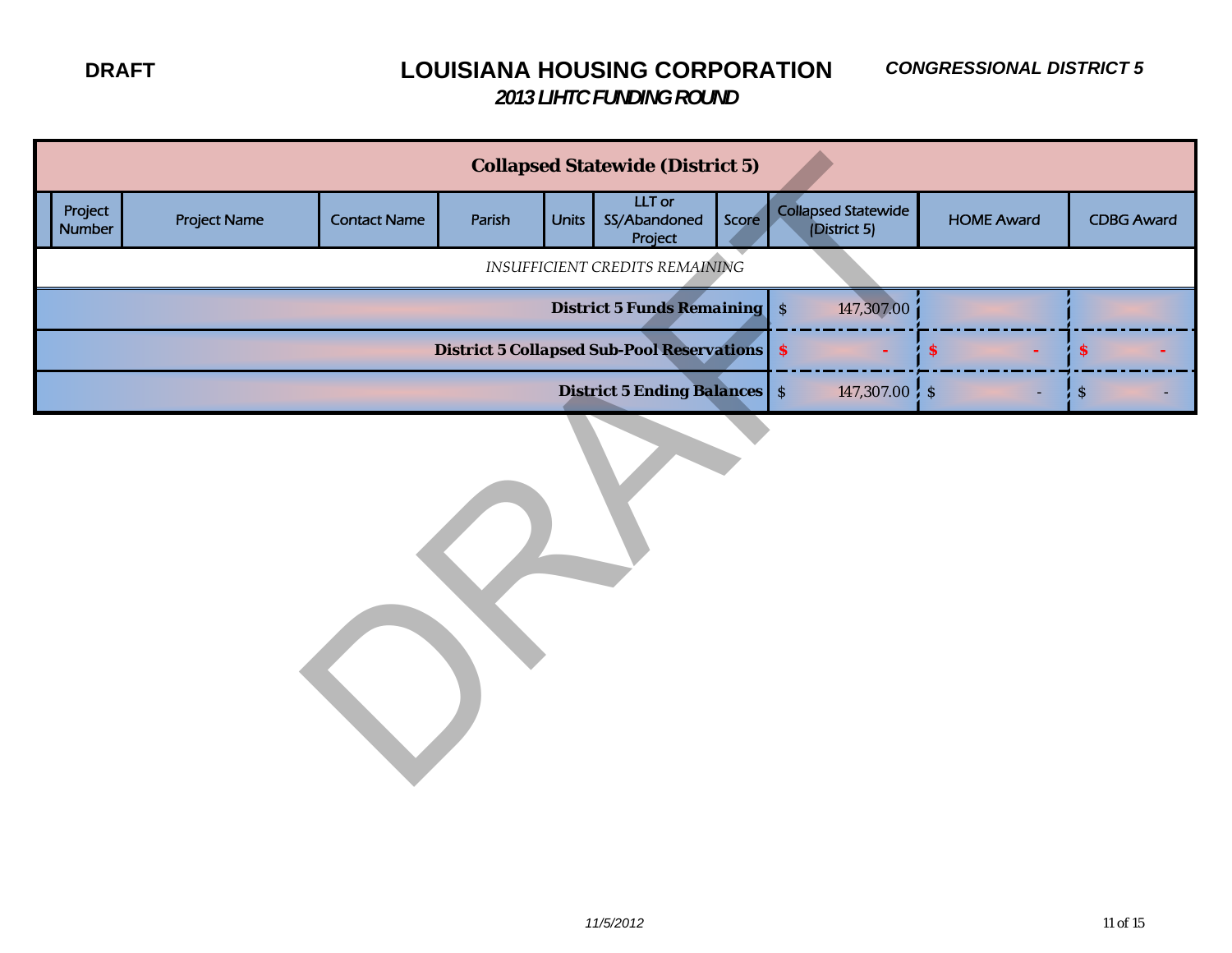DRAFT

# LOUISIANA HOUSING CORPORATION

## *2013 LIHTC FUNDING ROUND*

***CONGRESSIONAL DISTRICT 5***

| Collapsed Statewide (District 5) | | | | | | | | | | |
|---|---|---|---|---|---|---|---|---|---|---|
| | Project Number | Project Name | Contact Name | Parish | Units | LLT or SS/Abandoned Project | Score | Collapsed Statewide (District 5) | HOME Award | CDBG Award |
| *INSUFFICIENT CREDITS REMAINING* | | | | | | | | | | |
| **District 5 Funds Remaining** | | | | | | | | $ 147,307.00 | | |
| **District 5 Collapsed Sub-Pool Reservations** | | | | | | | | **$ -** | **$ -** | **$ -** |
| **District 5 Ending Balances** | | | | | | | | $ 147,307.00 | $ - | $ - |

*11/5/2012*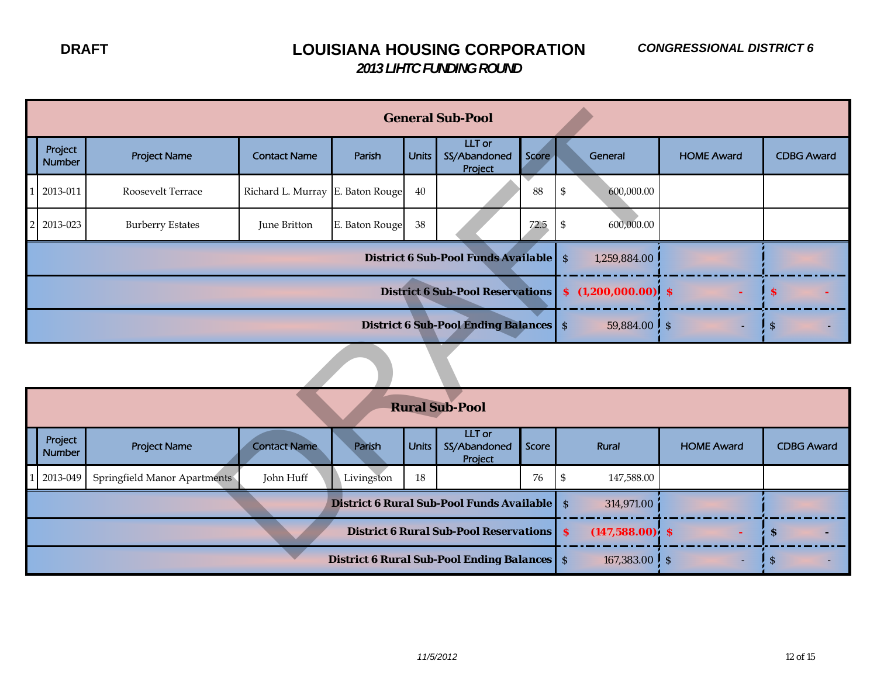**DRAFT**

# LOUISIANA HOUSING CORPORATION

## *2013 LIHTC FUNDING ROUND*

***CONGRESSIONAL DISTRICT 6***

### General Sub-Pool

| | Project Number | Project Name | Contact Name | Parish | Units | LLT or SS/Abandoned Project | Score | General | HOME Award | CDBG Award |
|---|---|---|---|---|---|---|---|---|---|---|
| 1 | 2013-011 | Roosevelt Terrace | Richard L. Murray | E. Baton Rouge | 40 | | 88 | $ 600,000.00 | | |
| 2 | 2013-023 | Burberry Estates | June Britton | E. Baton Rouge | 38 | | 72.5 | $ 600,000.00 | | |
| | | | | | | | **District 6 Sub-Pool Funds Available** | $ 1,259,884.00 | | |
| | | | | | | | **District 6 Sub-Pool Reservations** | **$ (1,200,000.00)** | **$ -** | **$ -** |
| | | | | | | | **District 6 Sub-Pool Ending Balances** | $ 59,884.00 | $ - | $ - |

### Rural Sub-Pool

| | Project Number | Project Name | Contact Name | Parish | Units | LLT or SS/Abandoned Project | Score | Rural | HOME Award | CDBG Award |
|---|---|---|---|---|---|---|---|---|---|---|
| 1 | 2013-049 | Springfield Manor Apartments | John Huff | Livingston | 18 | | 76 | $ 147,588.00 | | |
| | | | | | | | **District 6 Rural Sub-Pool Funds Available** | $ 314,971.00 | | |
| | | | | | | | **District 6 Rural Sub-Pool Reservations** | **$ (147,588.00)** | **$ -** | **$ -** |
| | | | | | | | **District 6 Rural Sub-Pool Ending Balances** | $ 167,383.00 | $ - | $ - |

*11/5/2012*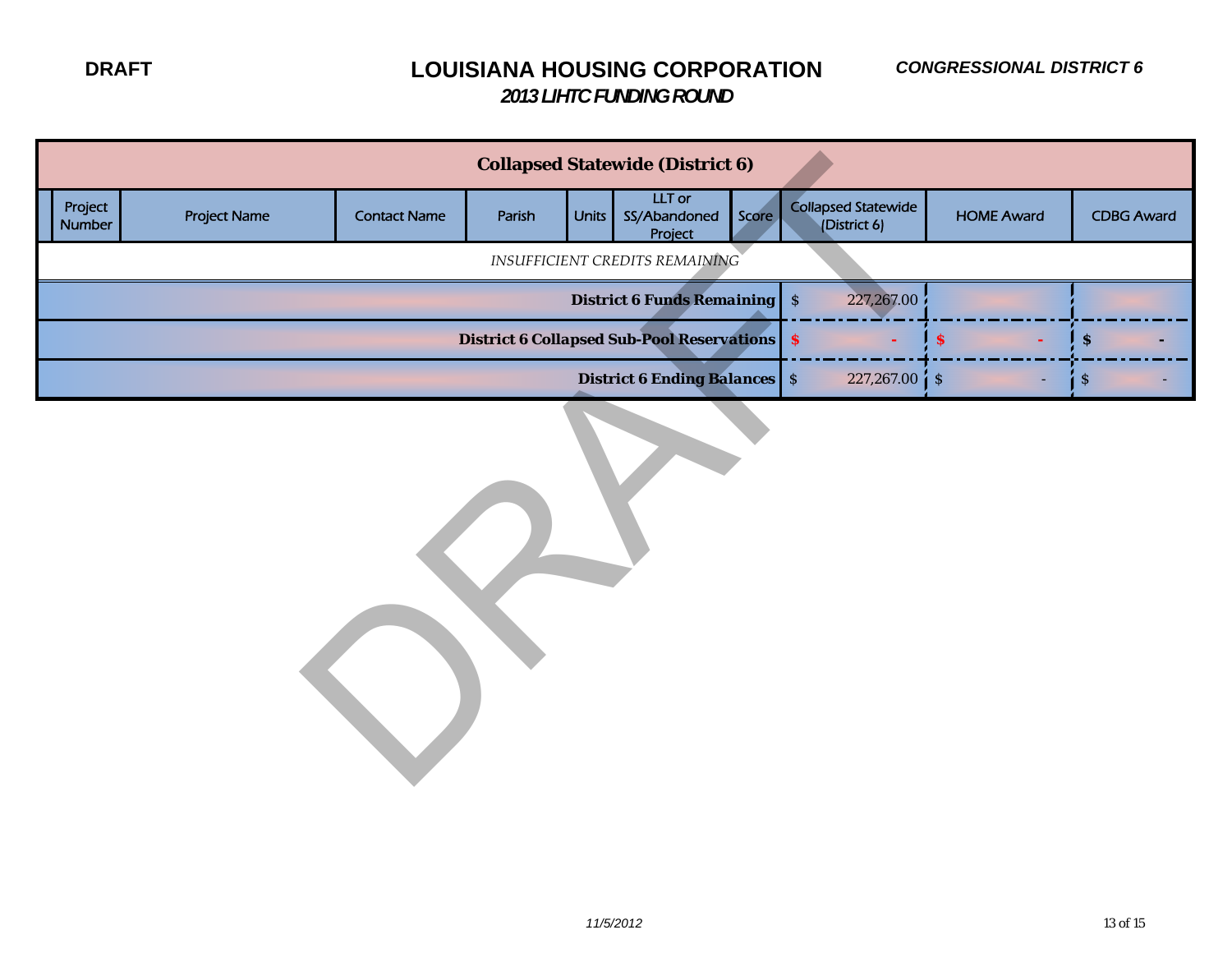DRAFT

# LOUISIANA HOUSING CORPORATION

## *2013 LIHTC FUNDING ROUND*

***CONGRESSIONAL DISTRICT 6***

| Collapsed Statewide (District 6) | | | | | | | | | | |
|---|---|---|---|---|---|---|---|---|---|---|
| | Project Number | Project Name | Contact Name | Parish | Units | LLT or SS/Abandoned Project | Score | Collapsed Statewide (District 6) | HOME Award | CDBG Award |
| *INSUFFICIENT CREDITS REMAINING* | | | | | | | | | | |
| **District 6 Funds Remaining** | | | | | | | | $ 227,267.00 | | |
| **District 6 Collapsed Sub-Pool Reservations** | | | | | | | | **$ -** | **$ -** | **$ -** |
| **District 6 Ending Balances** | | | | | | | | $ 227,267.00 | $ - | $ - |

*11/5/2012*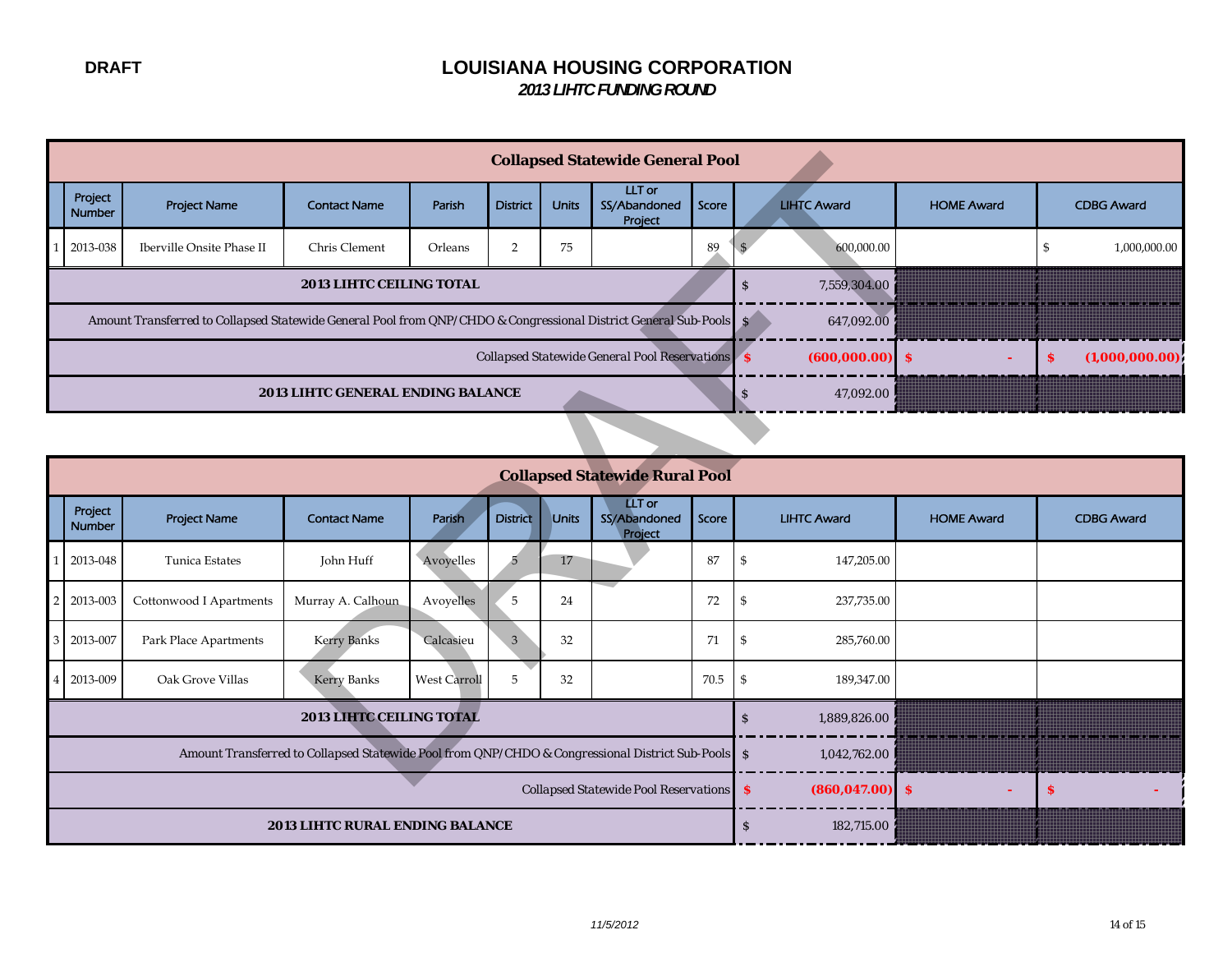DRAFT

# LOUISIANA HOUSING CORPORATION

## *2013 LIHTC FUNDING ROUND*

| | Collapsed Statewide General Pool | | | | | | | | | | |
|---|---|---|---|---|---|---|---|---|---|---|---|
| | Project Number | Project Name | Contact Name | Parish | District | Units | LLT or SS/Abandoned Project | Score | LIHTC Award | HOME Award | CDBG Award |
| 1 | 2013-038 | Iberville Onsite Phase II | Chris Clement | Orleans | 2 | 75 | | 89 | $ 600,000.00 | | $ 1,000,000.00 |
| | **2013 LIHTC CEILING TOTAL** | | | | | | | | $ 7,559,304.00 | | |
| | Amount Transferred to Collapsed Statewide General Pool from QNP/CHDO & Congressional District General Sub-Pools | | | | | | | | $ 647,092.00 | | |
| | Collapsed Statewide General Pool Reservations | | | | | | | | **$ (600,000.00)** | **$ -** | **$ (1,000,000.00)** |
| | **2013 LIHTC GENERAL ENDING BALANCE** | | | | | | | | $ 47,092.00 | | |

| | Collapsed Statewide Rural Pool | | | | | | | | | | |
|---|---|---|---|---|---|---|---|---|---|---|---|
| | Project Number | Project Name | Contact Name | Parish | District | Units | LLT or SS/Abandoned Project | Score | LIHTC Award | HOME Award | CDBG Award |
| 1 | 2013-048 | Tunica Estates | John Huff | Avoyelles | 5 | 17 | | 87 | $ 147,205.00 | | |
| 2 | 2013-003 | Cottonwood I Apartments | Murray A. Calhoun | Avoyelles | 5 | 24 | | 72 | $ 237,735.00 | | |
| 3 | 2013-007 | Park Place Apartments | Kerry Banks | Calcasieu | 3 | 32 | | 71 | $ 285,760.00 | | |
| 4 | 2013-009 | Oak Grove Villas | Kerry Banks | West Carroll | 5 | 32 | | 70.5 | $ 189,347.00 | | |
| | **2013 LIHTC CEILING TOTAL** | | | | | | | | $ 1,889,826.00 | | |
| | Amount Transferred to Collapsed Statewide Pool from QNP/CHDO & Congressional District Sub-Pools | | | | | | | | $ 1,042,762.00 | | |
| | Collapsed Statewide Pool Reservations | | | | | | | | **$ (860,047.00)** | **$ -** | **$ -** |
| | **2013 LIHTC RURAL ENDING BALANCE** | | | | | | | | $ 182,715.00 | | |

*11/5/2012*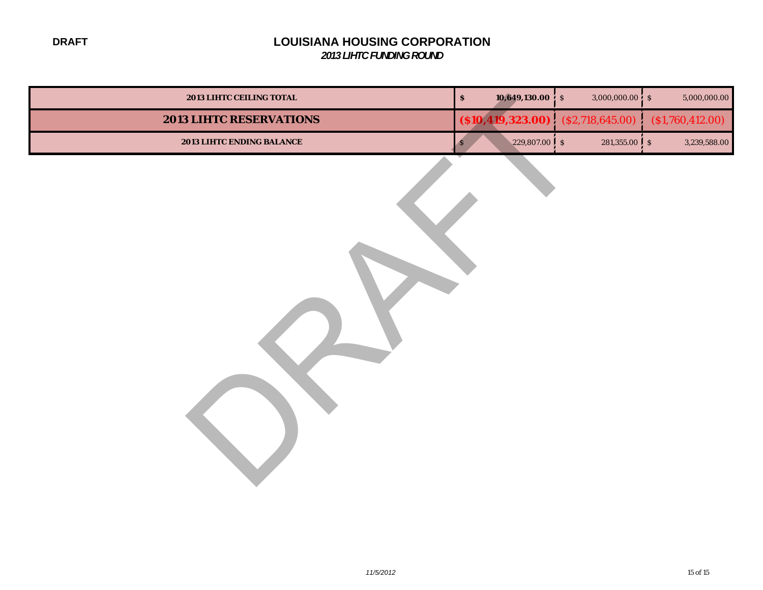DRAFT

# LOUISIANA HOUSING CORPORATION

*2013 LIHTC FUNDING ROUND*

| | | | |
|---|---|---|---|
| **2013 LIHTC CEILING TOTAL** | **$ 10,649,130.00** | $ 3,000,000.00 | $ 5,000,000.00 |
| **2013 LIHTC RESERVATIONS** | **($10,419,323.00)** | ($2,718,645.00) | ($1,760,412.00) |
| **2013 LIHTC ENDING BALANCE** | $ 229,807.00 | $ 281,355.00 | $ 3,239,588.00 |

DRAFT

*11/5/2012*